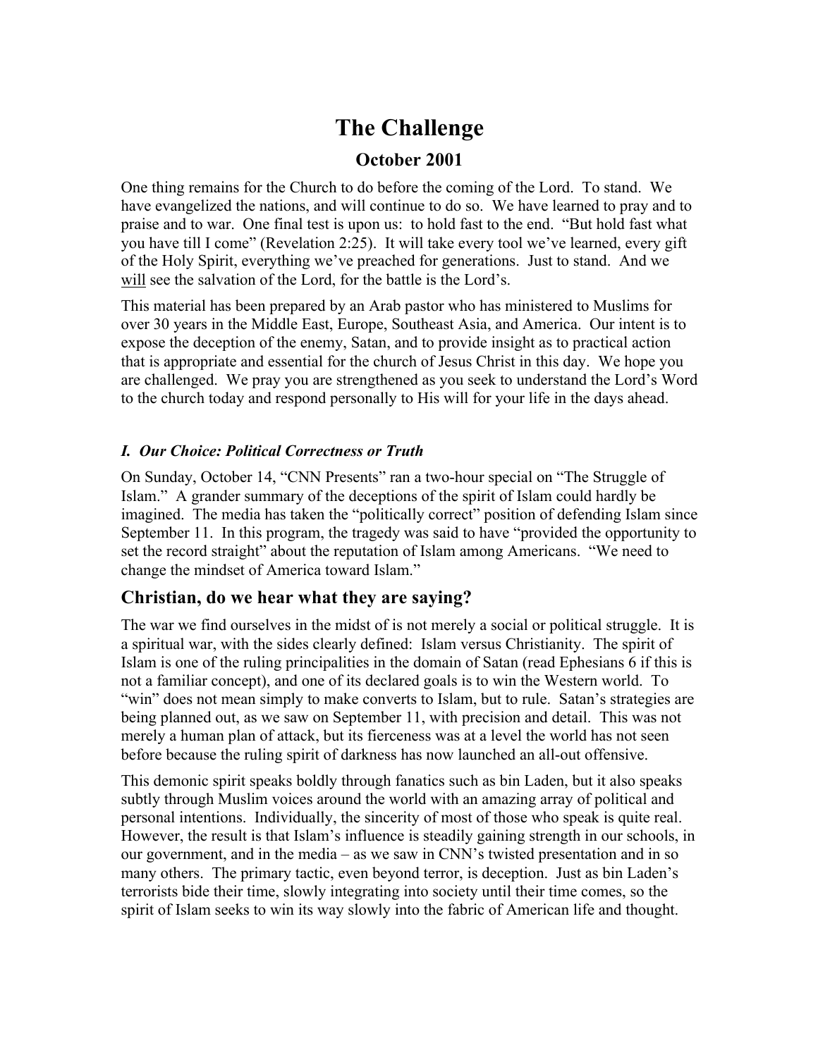# The Challenge

## October 2001

One thing remains for the Church to do before the coming of the Lord. To stand. We have evangelized the nations, and will continue to do so. We have learned to pray and to praise and to war. One final test is upon us: to hold fast to the end. "But hold fast what you have till I come" (Revelation 2:25). It will take every tool we've learned, every gift of the Holy Spirit, everything we've preached for generations. Just to stand. And we <u>will</u> see the salvation of the Lord, for the battle is the Lord's.

This material has been prepared by an Arab pastor who has ministered to Muslims for over 30 years in the Middle East, Europe, Southeast Asia, and America. Our intent is to expose the deception of the enemy, Satan, and to provide insight as to practical action that is appropriate and essential for the church of Jesus Christ in this day. We hope you are challenged. We pray you are strengthened as you seek to understand the Lord's Word to the church today and respond personally to His will for your life in the days ahead.

### *I. Our Choice: Political Correctness or Truth*

On Sunday, October 14, "CNN Presents" ran a two-hour special on "The Struggle of Islam." A grander summary of the deceptions of the spirit of Islam could hardly be imagined. The media has taken the "politically correct" position of defending Islam since September 11. In this program, the tragedy was said to have "provided the opportunity to set the record straight" about the reputation of Islam among Americans. "We need to change the mindset of America toward Islam."

## Christian, do we hear what they are saying?

The war we find ourselves in the midst of is not merely a social or political struggle. It is a spiritual war, with the sides clearly defined: Islam versus Christianity. The spirit of Islam is one of the ruling principalities in the domain of Satan (read Ephesians 6 if this is not a familiar concept), and one of its declared goals is to win the Western world. To "win" does not mean simply to make converts to Islam, but to rule. Satan's strategies are being planned out, as we saw on September 11, with precision and detail. This was not merely a human plan of attack, but its fierceness was at a level the world has not seen before because the ruling spirit of darkness has now launched an all-out offensive.

This demonic spirit speaks boldly through fanatics such as bin Laden, but it also speaks subtly through Muslim voices around the world with an amazing array of political and personal intentions. Individually, the sincerity of most of those who speak is quite real. However, the result is that Islam's influence is steadily gaining strength in our schools, in our government, and in the media – as we saw in CNN's twisted presentation and in so many others. The primary tactic, even beyond terror, is deception. Just as bin Laden's terrorists bide their time, slowly integrating into society until their time comes, so the spirit of Islam seeks to win its way slowly into the fabric of American life and thought.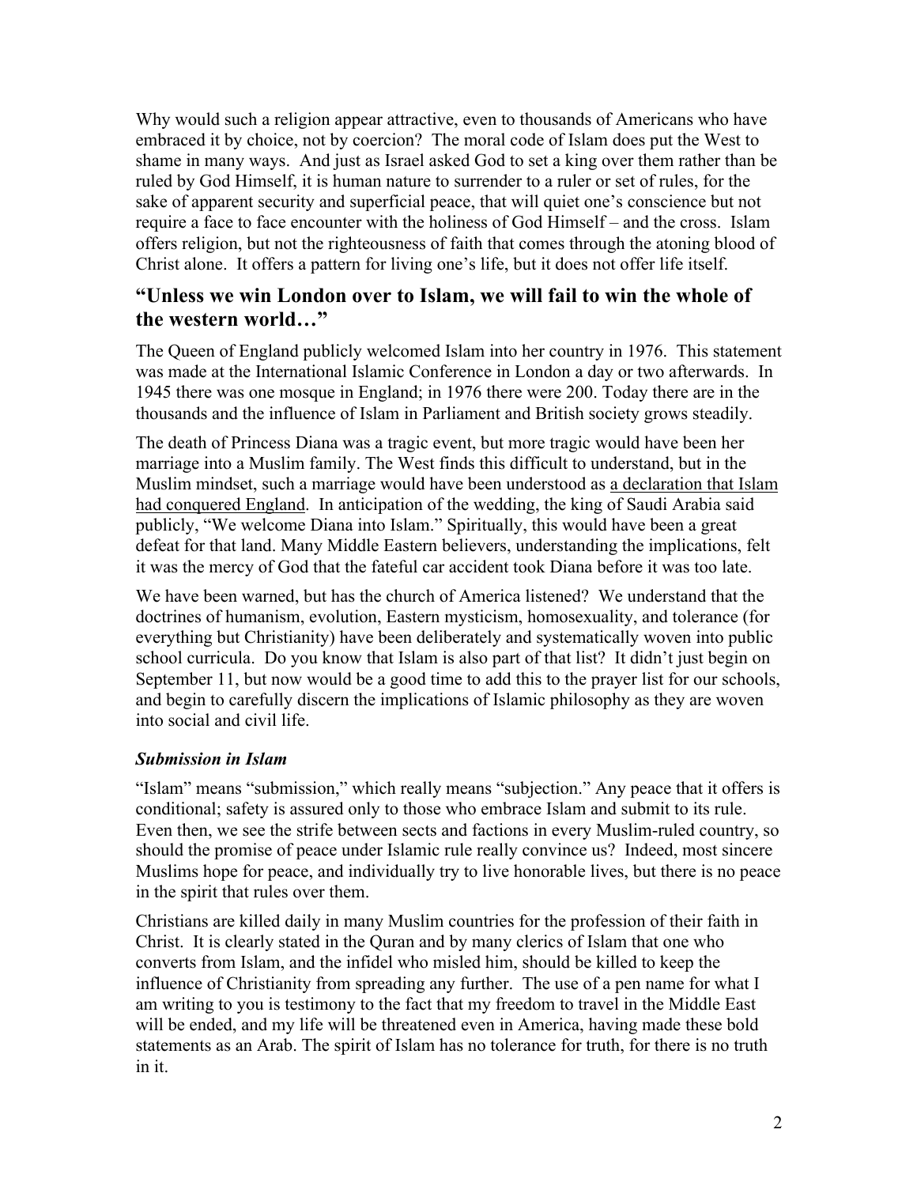Why would such a religion appear attractive, even to thousands of Americans who have embraced it by choice, not by coercion? The moral code of Islam does put the West to shame in many ways. And just as Israel asked God to set a king over them rather than be ruled by God Himself, it is human nature to surrender to a ruler or set of rules, for the sake of apparent security and superficial peace, that will quiet one's conscience but not require a face to face encounter with the holiness of God Himself – and the cross. Islam offers religion, but not the righteousness of faith that comes through the atoning blood of Christ alone. It offers a pattern for living one's life, but it does not offer life itself.

## "Unless we win London over to Islam, we will fail to win the whole of the western world…"

The Queen of England publicly welcomed Islam into her country in 1976. This statement was made at the International Islamic Conference in London a day or two afterwards. In 1945 there was one mosque in England; in 1976 there were 200. Today there are in the thousands and the influence of Islam in Parliament and British society grows steadily.

The death of Princess Diana was a tragic event, but more tragic would have been her marriage into a Muslim family. The West finds this difficult to understand, but in the Muslim mindset, such a marriage would have been understood as <u>a declaration that Islam had conquered England</u>. In anticipation of the wedding, the king of Saudi Arabia said publicly, "We welcome Diana into Islam." Spiritually, this would have been a great defeat for that land. Many Middle Eastern believers, understanding the implications, felt it was the mercy of God that the fateful car accident took Diana before it was too late.

We have been warned, but has the church of America listened? We understand that the doctrines of humanism, evolution, Eastern mysticism, homosexuality, and tolerance (for everything but Christianity) have been deliberately and systematically woven into public school curricula. Do you know that Islam is also part of that list? It didn't just begin on September 11, but now would be a good time to add this to the prayer list for our schools, and begin to carefully discern the implications of Islamic philosophy as they are woven into social and civil life.

### *Submission in Islam*

"Islam" means "submission," which really means "subjection." Any peace that it offers is conditional; safety is assured only to those who embrace Islam and submit to its rule. Even then, we see the strife between sects and factions in every Muslim-ruled country, so should the promise of peace under Islamic rule really convince us? Indeed, most sincere Muslims hope for peace, and individually try to live honorable lives, but there is no peace in the spirit that rules over them.

Christians are killed daily in many Muslim countries for the profession of their faith in Christ. It is clearly stated in the Quran and by many clerics of Islam that one who converts from Islam, and the infidel who misled him, should be killed to keep the influence of Christianity from spreading any further. The use of a pen name for what I am writing to you is testimony to the fact that my freedom to travel in the Middle East will be ended, and my life will be threatened even in America, having made these bold statements as an Arab. The spirit of Islam has no tolerance for truth, for there is no truth in it.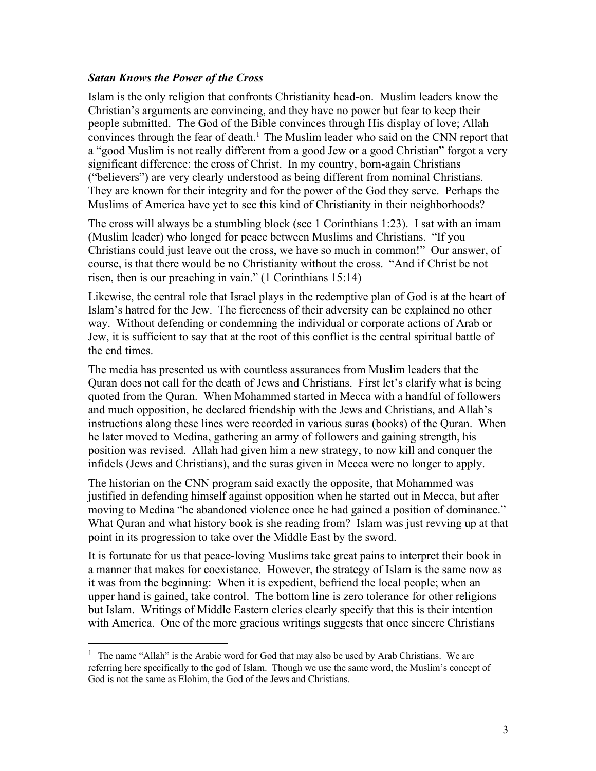### *Satan Knows the Power of the Cross*

Islam is the only religion that confronts Christianity head-on. Muslim leaders know the Christian's arguments are convincing, and they have no power but fear to keep their people submitted. The God of the Bible convinces through His display of love; Allah convinces through the fear of death.[1] The Muslim leader who said on the CNN report that a "good Muslim is not really different from a good Jew or a good Christian" forgot a very significant difference: the cross of Christ. In my country, born-again Christians ("believers") are very clearly understood as being different from nominal Christians. They are known for their integrity and for the power of the God they serve. Perhaps the Muslims of America have yet to see this kind of Christianity in their neighborhoods?

The cross will always be a stumbling block (see 1 Corinthians 1:23). I sat with an imam (Muslim leader) who longed for peace between Muslims and Christians. "If you Christians could just leave out the cross, we have so much in common!" Our answer, of course, is that there would be no Christianity without the cross. "And if Christ be not risen, then is our preaching in vain." (1 Corinthians 15:14)

Likewise, the central role that Israel plays in the redemptive plan of God is at the heart of Islam's hatred for the Jew. The fierceness of their adversity can be explained no other way. Without defending or condemning the individual or corporate actions of Arab or Jew, it is sufficient to say that at the root of this conflict is the central spiritual battle of the end times.

The media has presented us with countless assurances from Muslim leaders that the Quran does not call for the death of Jews and Christians. First let's clarify what is being quoted from the Quran. When Mohammed started in Mecca with a handful of followers and much opposition, he declared friendship with the Jews and Christians, and Allah's instructions along these lines were recorded in various suras (books) of the Quran. When he later moved to Medina, gathering an army of followers and gaining strength, his position was revised. Allah had given him a new strategy, to now kill and conquer the infidels (Jews and Christians), and the suras given in Mecca were no longer to apply.

The historian on the CNN program said exactly the opposite, that Mohammed was justified in defending himself against opposition when he started out in Mecca, but after moving to Medina "he abandoned violence once he had gained a position of dominance." What Quran and what history book is she reading from? Islam was just revving up at that point in its progression to take over the Middle East by the sword.

It is fortunate for us that peace-loving Muslims take great pains to interpret their book in a manner that makes for coexistance. However, the strategy of Islam is the same now as it was from the beginning: When it is expedient, befriend the local people; when an upper hand is gained, take control. The bottom line is zero tolerance for other religions but Islam. Writings of Middle Eastern clerics clearly specify that this is their intention with America. One of the more gracious writings suggests that once sincere Christians

---

[1] The name "Allah" is the Arabic word for God that may also be used by Arab Christians. We are referring here specifically to the god of Islam. Though we use the same word, the Muslim's concept of God is not the same as Elohim, the God of the Jews and Christians.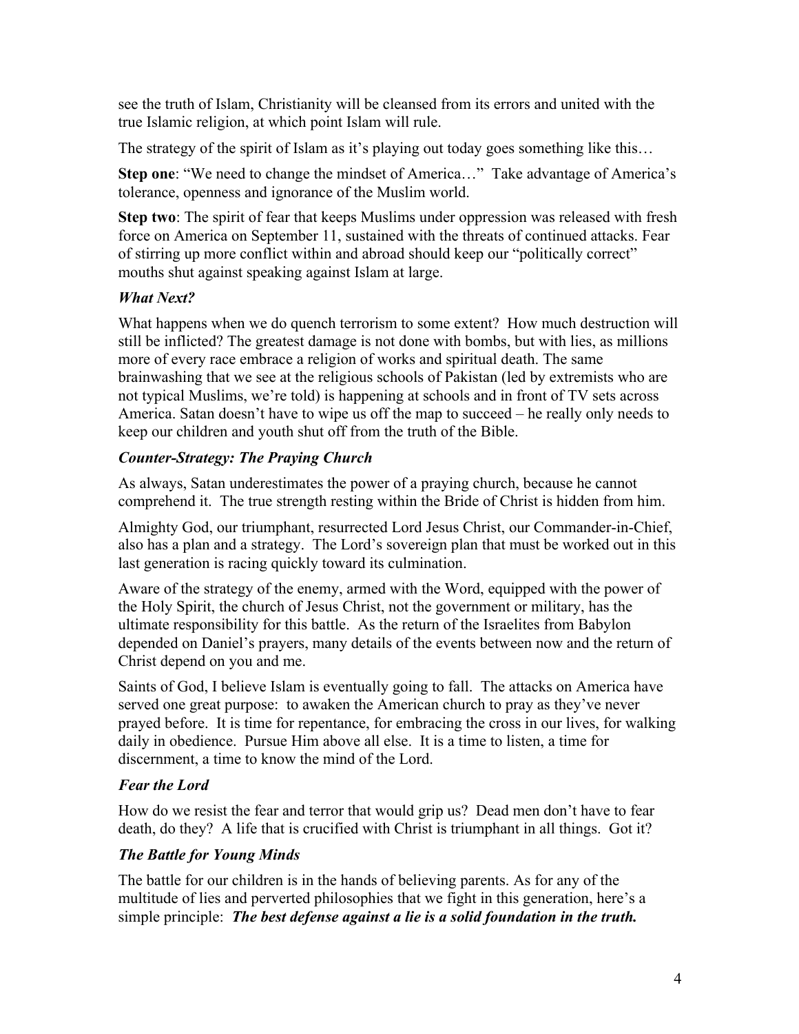see the truth of Islam, Christianity will be cleansed from its errors and united with the true Islamic religion, at which point Islam will rule.

The strategy of the spirit of Islam as it's playing out today goes something like this…

**Step one**: "We need to change the mindset of America…" Take advantage of America's tolerance, openness and ignorance of the Muslim world.

**Step two**: The spirit of fear that keeps Muslims under oppression was released with fresh force on America on September 11, sustained with the threats of continued attacks. Fear of stirring up more conflict within and abroad should keep our "politically correct" mouths shut against speaking against Islam at large.

### *What Next?*

What happens when we do quench terrorism to some extent? How much destruction will still be inflicted? The greatest damage is not done with bombs, but with lies, as millions more of every race embrace a religion of works and spiritual death. The same brainwashing that we see at the religious schools of Pakistan (led by extremists who are not typical Muslims, we're told) is happening at schools and in front of TV sets across America. Satan doesn't have to wipe us off the map to succeed – he really only needs to keep our children and youth shut off from the truth of the Bible.

### *Counter-Strategy: The Praying Church*

As always, Satan underestimates the power of a praying church, because he cannot comprehend it. The true strength resting within the Bride of Christ is hidden from him.

Almighty God, our triumphant, resurrected Lord Jesus Christ, our Commander-in-Chief, also has a plan and a strategy. The Lord's sovereign plan that must be worked out in this last generation is racing quickly toward its culmination.

Aware of the strategy of the enemy, armed with the Word, equipped with the power of the Holy Spirit, the church of Jesus Christ, not the government or military, has the ultimate responsibility for this battle. As the return of the Israelites from Babylon depended on Daniel's prayers, many details of the events between now and the return of Christ depend on you and me.

Saints of God, I believe Islam is eventually going to fall. The attacks on America have served one great purpose: to awaken the American church to pray as they've never prayed before. It is time for repentance, for embracing the cross in our lives, for walking daily in obedience. Pursue Him above all else. It is a time to listen, a time for discernment, a time to know the mind of the Lord.

### *Fear the Lord*

How do we resist the fear and terror that would grip us? Dead men don't have to fear death, do they? A life that is crucified with Christ is triumphant in all things. Got it?

### *The Battle for Young Minds*

The battle for our children is in the hands of believing parents. As for any of the multitude of lies and perverted philosophies that we fight in this generation, here's a simple principle: ***The best defense against a lie is a solid foundation in the truth.***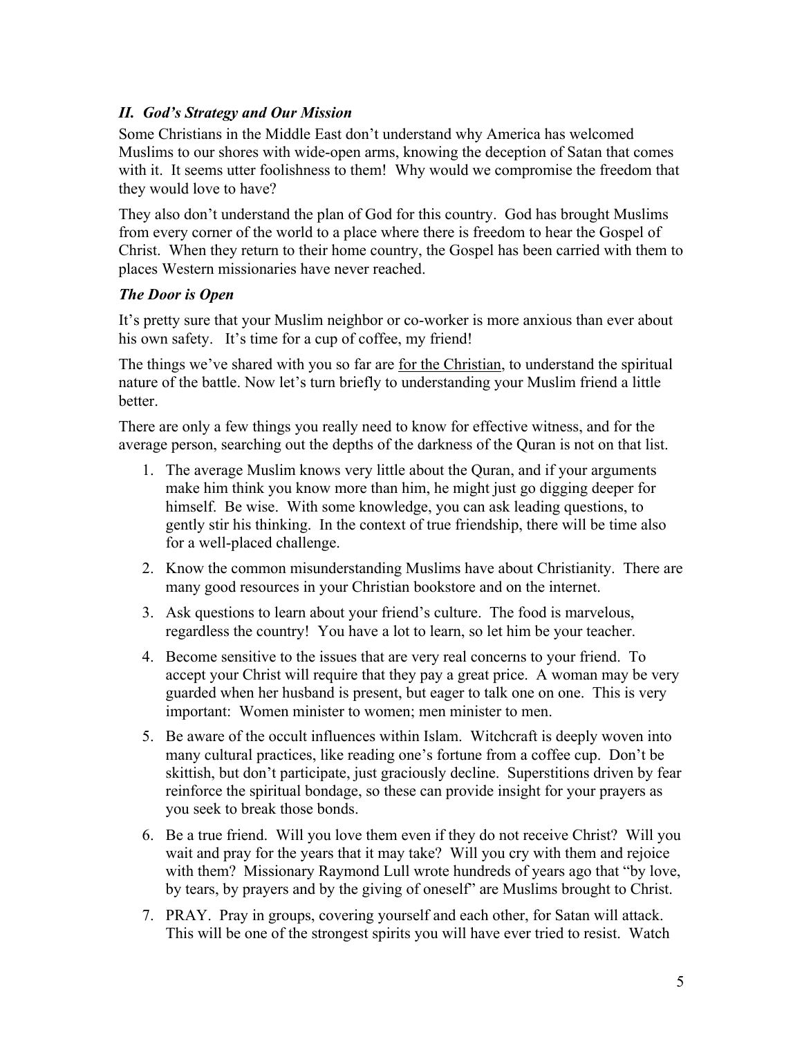### *II. God's Strategy and Our Mission*

Some Christians in the Middle East don't understand why America has welcomed Muslims to our shores with wide-open arms, knowing the deception of Satan that comes with it. It seems utter foolishness to them! Why would we compromise the freedom that they would love to have?

They also don't understand the plan of God for this country. God has brought Muslims from every corner of the world to a place where there is freedom to hear the Gospel of Christ. When they return to their home country, the Gospel has been carried with them to places Western missionaries have never reached.

### *The Door is Open*

It's pretty sure that your Muslim neighbor or co-worker is more anxious than ever about his own safety. It's time for a cup of coffee, my friend!

The things we've shared with you so far are <u>for the Christian</u>, to understand the spiritual nature of the battle. Now let's turn briefly to understanding your Muslim friend a little better.

There are only a few things you really need to know for effective witness, and for the average person, searching out the depths of the darkness of the Quran is not on that list.

1. The average Muslim knows very little about the Quran, and if your arguments make him think you know more than him, he might just go digging deeper for himself. Be wise. With some knowledge, you can ask leading questions, to gently stir his thinking. In the context of true friendship, there will be time also for a well-placed challenge.
2. Know the common misunderstanding Muslims have about Christianity. There are many good resources in your Christian bookstore and on the internet.
3. Ask questions to learn about your friend's culture. The food is marvelous, regardless the country! You have a lot to learn, so let him be your teacher.
4. Become sensitive to the issues that are very real concerns to your friend. To accept your Christ will require that they pay a great price. A woman may be very guarded when her husband is present, but eager to talk one on one. This is very important: Women minister to women; men minister to men.
5. Be aware of the occult influences within Islam. Witchcraft is deeply woven into many cultural practices, like reading one's fortune from a coffee cup. Don't be skittish, but don't participate, just graciously decline. Superstitions driven by fear reinforce the spiritual bondage, so these can provide insight for your prayers as you seek to break those bonds.
6. Be a true friend. Will you love them even if they do not receive Christ? Will you wait and pray for the years that it may take? Will you cry with them and rejoice with them? Missionary Raymond Lull wrote hundreds of years ago that "by love, by tears, by prayers and by the giving of oneself" are Muslims brought to Christ.
7. PRAY. Pray in groups, covering yourself and each other, for Satan will attack. This will be one of the strongest spirits you will have ever tried to resist. Watch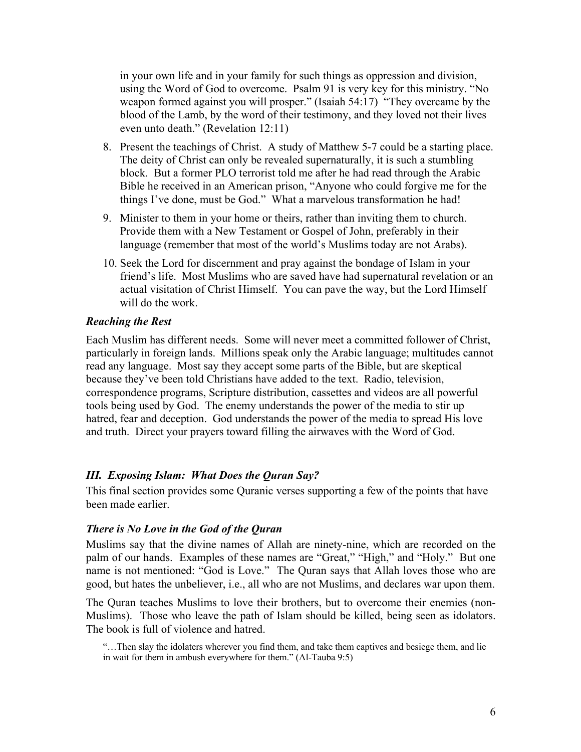in your own life and in your family for such things as oppression and division, using the Word of God to overcome. Psalm 91 is very key for this ministry. "No weapon formed against you will prosper." (Isaiah 54:17) "They overcame by the blood of the Lamb, by the word of their testimony, and they loved not their lives even unto death." (Revelation 12:11)

8. Present the teachings of Christ. A study of Matthew 5-7 could be a starting place. The deity of Christ can only be revealed supernaturally, it is such a stumbling block. But a former PLO terrorist told me after he had read through the Arabic Bible he received in an American prison, "Anyone who could forgive me for the things I've done, must be God." What a marvelous transformation he had!
9. Minister to them in your home or theirs, rather than inviting them to church. Provide them with a New Testament or Gospel of John, preferably in their language (remember that most of the world's Muslims today are not Arabs).
10. Seek the Lord for discernment and pray against the bondage of Islam in your friend's life. Most Muslims who are saved have had supernatural revelation or an actual visitation of Christ Himself. You can pave the way, but the Lord Himself will do the work.

### *Reaching the Rest*

Each Muslim has different needs. Some will never meet a committed follower of Christ, particularly in foreign lands. Millions speak only the Arabic language; multitudes cannot read any language. Most say they accept some parts of the Bible, but are skeptical because they've been told Christians have added to the text. Radio, television, correspondence programs, Scripture distribution, cassettes and videos are all powerful tools being used by God. The enemy understands the power of the media to stir up hatred, fear and deception. God understands the power of the media to spread His love and truth. Direct your prayers toward filling the airwaves with the Word of God.

## *III. Exposing Islam: What Does the Quran Say?*

This final section provides some Quranic verses supporting a few of the points that have been made earlier.

### *There is No Love in the God of the Quran*

Muslims say that the divine names of Allah are ninety-nine, which are recorded on the palm of our hands. Examples of these names are "Great," "High," and "Holy." But one name is not mentioned: "God is Love." The Quran says that Allah loves those who are good, but hates the unbeliever, i.e., all who are not Muslims, and declares war upon them.

The Quran teaches Muslims to love their brothers, but to overcome their enemies (non-Muslims). Those who leave the path of Islam should be killed, being seen as idolators. The book is full of violence and hatred.

> "…Then slay the idolaters wherever you find them, and take them captives and besiege them, and lie in wait for them in ambush everywhere for them." (Al-Tauba 9:5)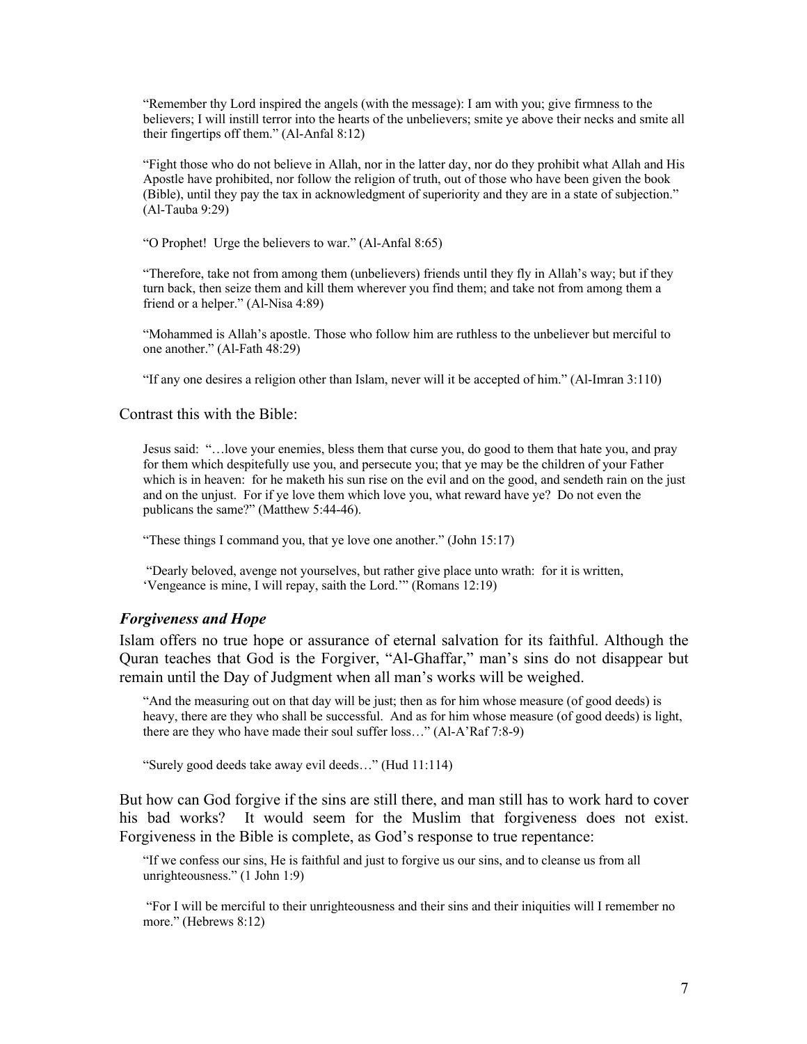> "Remember thy Lord inspired the angels (with the message): I am with you; give firmness to the believers; I will instill terror into the hearts of the unbelievers; smite ye above their necks and smite all their fingertips off them." (Al-Anfal 8:12)

> "Fight those who do not believe in Allah, nor in the latter day, nor do they prohibit what Allah and His Apostle have prohibited, nor follow the religion of truth, out of those who have been given the book (Bible), until they pay the tax in acknowledgment of superiority and they are in a state of subjection." (Al-Tauba 9:29)

> "O Prophet! Urge the believers to war." (Al-Anfal 8:65)

> "Therefore, take not from among them (unbelievers) friends until they fly in Allah's way; but if they turn back, then seize them and kill them wherever you find them; and take not from among them a friend or a helper." (Al-Nisa 4:89)

> "Mohammed is Allah's apostle. Those who follow him are ruthless to the unbeliever but merciful to one another." (Al-Fath 48:29)

> "If any one desires a religion other than Islam, never will it be accepted of him." (Al-Imran 3:110)

Contrast this with the Bible:

> Jesus said: "…love your enemies, bless them that curse you, do good to them that hate you, and pray for them which despitefully use you, and persecute you; that ye may be the children of your Father which is in heaven: for he maketh his sun rise on the evil and on the good, and sendeth rain on the just and on the unjust. For if ye love them which love you, what reward have ye? Do not even the publicans the same?" (Matthew 5:44-46).

> "These things I command you, that ye love one another." (John 15:17)

> "Dearly beloved, avenge not yourselves, but rather give place unto wrath: for it is written, 'Vengeance is mine, I will repay, saith the Lord.'" (Romans 12:19)

### *Forgiveness and Hope*

Islam offers no true hope or assurance of eternal salvation for its faithful. Although the Quran teaches that God is the Forgiver, "Al-Ghaffar," man's sins do not disappear but remain until the Day of Judgment when all man's works will be weighed.

> "And the measuring out on that day will be just; then as for him whose measure (of good deeds) is heavy, there are they who shall be successful. And as for him whose measure (of good deeds) is light, there are they who have made their soul suffer loss…" (Al-A'Raf 7:8-9)

> "Surely good deeds take away evil deeds…" (Hud 11:114)

But how can God forgive if the sins are still there, and man still has to work hard to cover his bad works? It would seem for the Muslim that forgiveness does not exist. Forgiveness in the Bible is complete, as God's response to true repentance:

> "If we confess our sins, He is faithful and just to forgive us our sins, and to cleanse us from all unrighteousness." (1 John 1:9)

> "For I will be merciful to their unrighteousness and their sins and their iniquities will I remember no more." (Hebrews 8:12)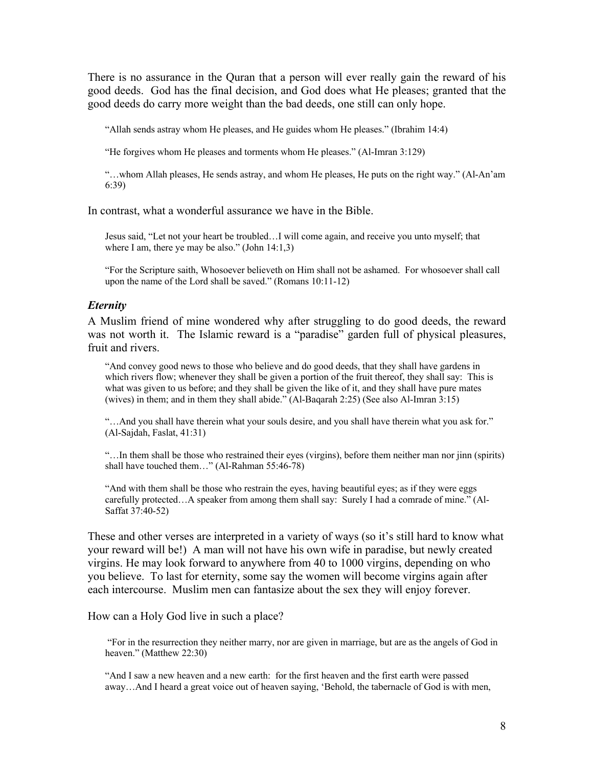There is no assurance in the Quran that a person will ever really gain the reward of his good deeds. God has the final decision, and God does what He pleases; granted that the good deeds do carry more weight than the bad deeds, one still can only hope.

> "Allah sends astray whom He pleases, and He guides whom He pleases." (Ibrahim 14:4)
>
> "He forgives whom He pleases and torments whom He pleases." (Al-Imran 3:129)
>
> "…whom Allah pleases, He sends astray, and whom He pleases, He puts on the right way." (Al-An'am 6:39)

In contrast, what a wonderful assurance we have in the Bible.

> Jesus said, "Let not your heart be troubled…I will come again, and receive you unto myself; that where I am, there ye may be also." (John 14:1,3)
>
> "For the Scripture saith, Whosoever believeth on Him shall not be ashamed. For whosoever shall call upon the name of the Lord shall be saved." (Romans 10:11-12)

### *Eternity*

A Muslim friend of mine wondered why after struggling to do good deeds, the reward was not worth it. The Islamic reward is a "paradise" garden full of physical pleasures, fruit and rivers.

> "And convey good news to those who believe and do good deeds, that they shall have gardens in which rivers flow; whenever they shall be given a portion of the fruit thereof, they shall say: This is what was given to us before; and they shall be given the like of it, and they shall have pure mates (wives) in them; and in them they shall abide." (Al-Baqarah 2:25) (See also Al-Imran 3:15)
>
> "…And you shall have therein what your souls desire, and you shall have therein what you ask for." (Al-Sajdah, Faslat, 41:31)
>
> "…In them shall be those who restrained their eyes (virgins), before them neither man nor jinn (spirits) shall have touched them…" (Al-Rahman 55:46-78)
>
> "And with them shall be those who restrain the eyes, having beautiful eyes; as if they were eggs carefully protected…A speaker from among them shall say: Surely I had a comrade of mine." (Al-Saffat 37:40-52)

These and other verses are interpreted in a variety of ways (so it's still hard to know what your reward will be!) A man will not have his own wife in paradise, but newly created virgins. He may look forward to anywhere from 40 to 1000 virgins, depending on who you believe. To last for eternity, some say the women will become virgins again after each intercourse. Muslim men can fantasize about the sex they will enjoy forever.

How can a Holy God live in such a place?

> "For in the resurrection they neither marry, nor are given in marriage, but are as the angels of God in heaven." (Matthew 22:30)
>
> "And I saw a new heaven and a new earth: for the first heaven and the first earth were passed away…And I heard a great voice out of heaven saying, 'Behold, the tabernacle of God is with men,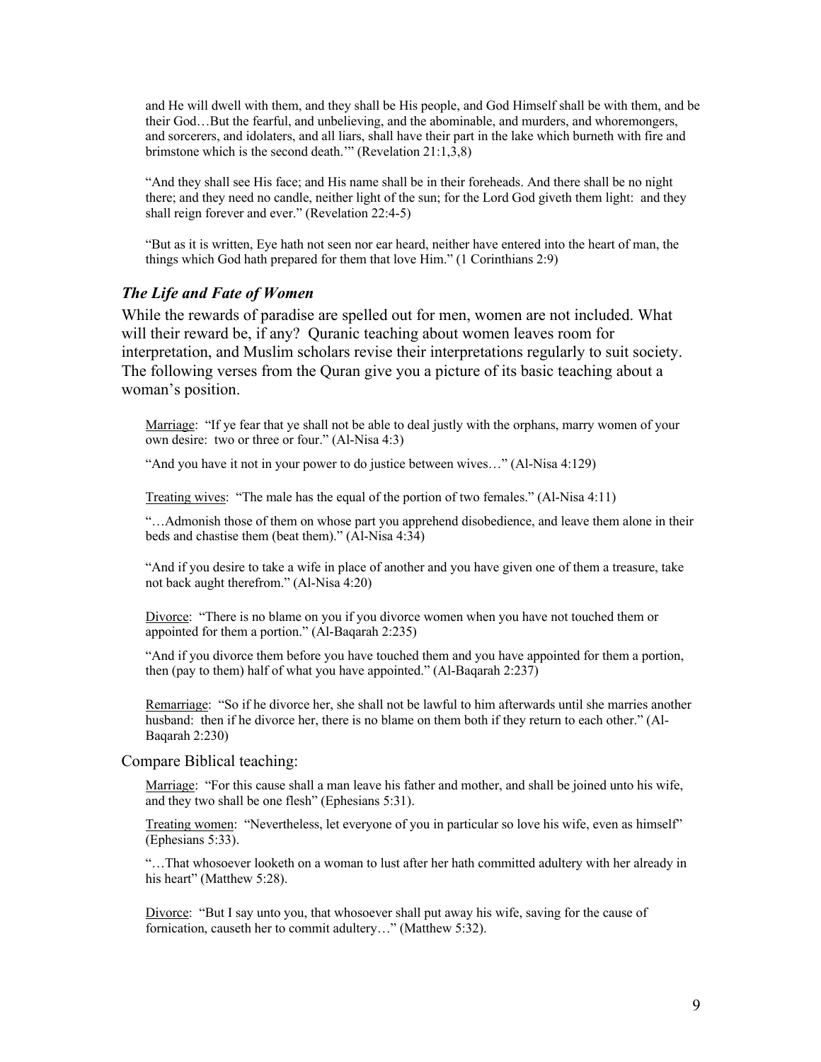and He will dwell with them, and they shall be His people, and God Himself shall be with them, and be their God…But the fearful, and unbelieving, and the abominable, and murders, and whoremongers, and sorcerers, and idolaters, and all liars, shall have their part in the lake which burneth with fire and brimstone which is the second death.'" (Revelation 21:1,3,8)

"And they shall see His face; and His name shall be in their foreheads. And there shall be no night there; and they need no candle, neither light of the sun; for the Lord God giveth them light: and they shall reign forever and ever." (Revelation 22:4-5)

"But as it is written, Eye hath not seen nor ear heard, neither have entered into the heart of man, the things which God hath prepared for them that love Him." (1 Corinthians 2:9)

### *The Life and Fate of Women*

While the rewards of paradise are spelled out for men, women are not included. What will their reward be, if any? Quranic teaching about women leaves room for interpretation, and Muslim scholars revise their interpretations regularly to suit society. The following verses from the Quran give you a picture of its basic teaching about a woman's position.

Marriage: "If ye fear that ye shall not be able to deal justly with the orphans, marry women of your own desire: two or three or four." (Al-Nisa 4:3)

"And you have it not in your power to do justice between wives…" (Al-Nisa 4:129)

Treating wives: "The male has the equal of the portion of two females." (Al-Nisa 4:11)

"…Admonish those of them on whose part you apprehend disobedience, and leave them alone in their beds and chastise them (beat them)." (Al-Nisa 4:34)

"And if you desire to take a wife in place of another and you have given one of them a treasure, take not back aught therefrom." (Al-Nisa 4:20)

Divorce: "There is no blame on you if you divorce women when you have not touched them or appointed for them a portion." (Al-Baqarah 2:235)

"And if you divorce them before you have touched them and you have appointed for them a portion, then (pay to them) half of what you have appointed." (Al-Baqarah 2:237)

Remarriage: "So if he divorce her, she shall not be lawful to him afterwards until she marries another husband: then if he divorce her, there is no blame on them both if they return to each other." (Al-Baqarah 2:230)

Compare Biblical teaching:

Marriage: "For this cause shall a man leave his father and mother, and shall be joined unto his wife, and they two shall be one flesh" (Ephesians 5:31).

Treating women: "Nevertheless, let everyone of you in particular so love his wife, even as himself" (Ephesians 5:33).

"…That whosoever looketh on a woman to lust after her hath committed adultery with her already in his heart" (Matthew 5:28).

Divorce: "But I say unto you, that whosoever shall put away his wife, saving for the cause of fornication, causeth her to commit adultery…" (Matthew 5:32).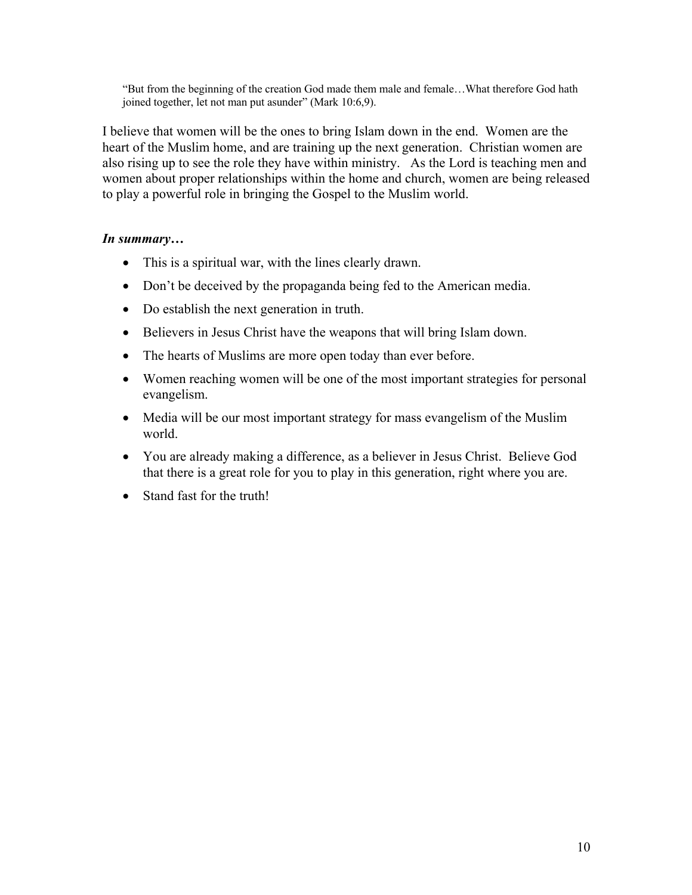> "But from the beginning of the creation God made them male and female…What therefore God hath joined together, let not man put asunder" (Mark 10:6,9).

I believe that women will be the ones to bring Islam down in the end. Women are the heart of the Muslim home, and are training up the next generation. Christian women are also rising up to see the role they have within ministry. As the Lord is teaching men and women about proper relationships within the home and church, women are being released to play a powerful role in bringing the Gospel to the Muslim world.

***In summary…***

- This is a spiritual war, with the lines clearly drawn.
- Don't be deceived by the propaganda being fed to the American media.
- Do establish the next generation in truth.
- Believers in Jesus Christ have the weapons that will bring Islam down.
- The hearts of Muslims are more open today than ever before.
- Women reaching women will be one of the most important strategies for personal evangelism.
- Media will be our most important strategy for mass evangelism of the Muslim world.
- You are already making a difference, as a believer in Jesus Christ. Believe God that there is a great role for you to play in this generation, right where you are.
- Stand fast for the truth!